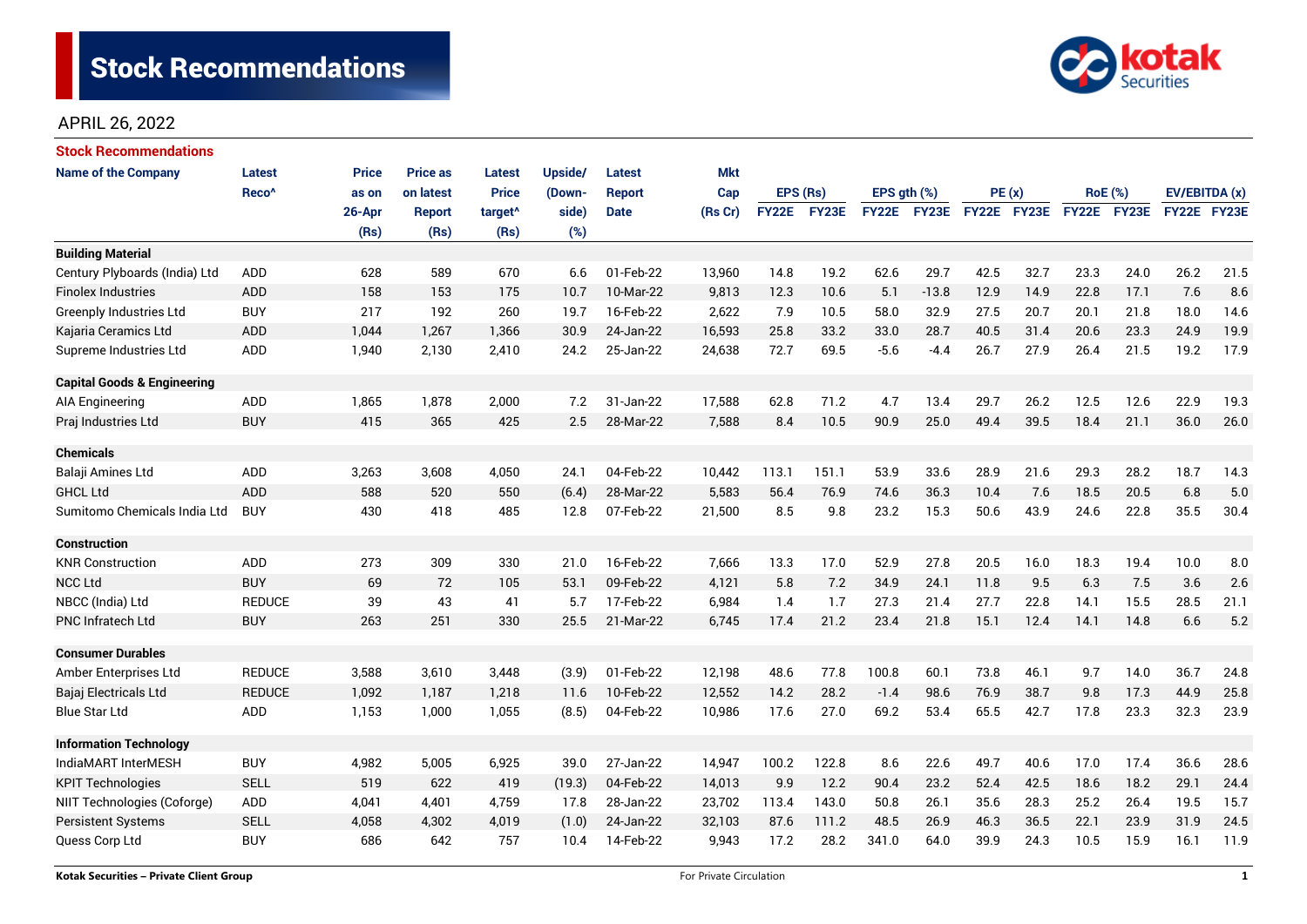# Stock Recommendations

APRIL 26, 2022

## Stock Recommendations

| Name of the Company | Latest Reco^ | Price as on 26-Apr (Rs) | Price as on latest Report (Rs) | Latest Price target^ (Rs) | Upside/ (Down-side) (%) | Latest Report Date | Mkt Cap (Rs Cr) | EPS (Rs) | | EPS gth (%) | | PE (x) | | RoE (%) | | EV/EBITDA (x) | |
|---|---|---|---|---|---|---|---|---|---|---|---|---|---|---|---|---|---|
| | | | | | | | | FY22E | FY23E | FY22E | FY23E | FY22E | FY23E | FY22E | FY23E | FY22E | FY23E |
| **Building Material** | | | | | | | | | | | | | | | | | |
| Century Plyboards (India) Ltd | ADD | 628 | 589 | 670 | 6.6 | 01-Feb-22 | 13,960 | 14.8 | 19.2 | 62.6 | 29.7 | 42.5 | 32.7 | 23.3 | 24.0 | 26.2 | 21.5 |
| Finolex Industries | ADD | 158 | 153 | 175 | 10.7 | 10-Mar-22 | 9,813 | 12.3 | 10.6 | 5.1 | -13.8 | 12.9 | 14.9 | 22.8 | 17.1 | 7.6 | 8.6 |
| Greenply Industries Ltd | BUY | 217 | 192 | 260 | 19.7 | 16-Feb-22 | 2,622 | 7.9 | 10.5 | 58.0 | 32.9 | 27.5 | 20.7 | 20.1 | 21.8 | 18.0 | 14.6 |
| Kajaria Ceramics Ltd | ADD | 1,044 | 1,267 | 1,366 | 30.9 | 24-Jan-22 | 16,593 | 25.8 | 33.2 | 33.0 | 28.7 | 40.5 | 31.4 | 20.6 | 23.3 | 24.9 | 19.9 |
| Supreme Industries Ltd | ADD | 1,940 | 2,130 | 2,410 | 24.2 | 25-Jan-22 | 24,638 | 72.7 | 69.5 | -5.6 | -4.4 | 26.7 | 27.9 | 26.4 | 21.5 | 19.2 | 17.9 |
| **Capital Goods & Engineering** | | | | | | | | | | | | | | | | | |
| AIA Engineering | ADD | 1,865 | 1,878 | 2,000 | 7.2 | 31-Jan-22 | 17,588 | 62.8 | 71.2 | 4.7 | 13.4 | 29.7 | 26.2 | 12.5 | 12.6 | 22.9 | 19.3 |
| Praj Industries Ltd | BUY | 415 | 365 | 425 | 2.5 | 28-Mar-22 | 7,588 | 8.4 | 10.5 | 90.9 | 25.0 | 49.4 | 39.5 | 18.4 | 21.1 | 36.0 | 26.0 |
| **Chemicals** | | | | | | | | | | | | | | | | | |
| Balaji Amines Ltd | ADD | 3,263 | 3,608 | 4,050 | 24.1 | 04-Feb-22 | 10,442 | 113.1 | 151.1 | 53.9 | 33.6 | 28.9 | 21.6 | 29.3 | 28.2 | 18.7 | 14.3 |
| GHCL Ltd | ADD | 588 | 520 | 550 | (6.4) | 28-Mar-22 | 5,583 | 56.4 | 76.9 | 74.6 | 36.3 | 10.4 | 7.6 | 18.5 | 20.5 | 6.8 | 5.0 |
| Sumitomo Chemicals India Ltd | BUY | 430 | 418 | 485 | 12.8 | 07-Feb-22 | 21,500 | 8.5 | 9.8 | 23.2 | 15.3 | 50.6 | 43.9 | 24.6 | 22.8 | 35.5 | 30.4 |
| **Construction** | | | | | | | | | | | | | | | | | |
| KNR Construction | ADD | 273 | 309 | 330 | 21.0 | 16-Feb-22 | 7,666 | 13.3 | 17.0 | 52.9 | 27.8 | 20.5 | 16.0 | 18.3 | 19.4 | 10.0 | 8.0 |
| NCC Ltd | BUY | 69 | 72 | 105 | 53.1 | 09-Feb-22 | 4,121 | 5.8 | 7.2 | 34.9 | 24.1 | 11.8 | 9.5 | 6.3 | 7.5 | 3.6 | 2.6 |
| NBCC (India) Ltd | REDUCE | 39 | 43 | 41 | 5.7 | 17-Feb-22 | 6,984 | 1.4 | 1.7 | 27.3 | 21.4 | 27.7 | 22.8 | 14.1 | 15.5 | 28.5 | 21.1 |
| PNC Infratech Ltd | BUY | 263 | 251 | 330 | 25.5 | 21-Mar-22 | 6,745 | 17.4 | 21.2 | 23.4 | 21.8 | 15.1 | 12.4 | 14.1 | 14.8 | 6.6 | 5.2 |
| **Consumer Durables** | | | | | | | | | | | | | | | | | |
| Amber Enterprises Ltd | REDUCE | 3,588 | 3,610 | 3,448 | (3.9) | 01-Feb-22 | 12,198 | 48.6 | 77.8 | 100.8 | 60.1 | 73.8 | 46.1 | 9.7 | 14.0 | 36.7 | 24.8 |
| Bajaj Electricals Ltd | REDUCE | 1,092 | 1,187 | 1,218 | 11.6 | 10-Feb-22 | 12,552 | 14.2 | 28.2 | -1.4 | 98.6 | 76.9 | 38.7 | 9.8 | 17.3 | 44.9 | 25.8 |
| Blue Star Ltd | ADD | 1,153 | 1,000 | 1,055 | (8.5) | 04-Feb-22 | 10,986 | 17.6 | 27.0 | 69.2 | 53.4 | 65.5 | 42.7 | 17.8 | 23.3 | 32.3 | 23.9 |
| **Information Technology** | | | | | | | | | | | | | | | | | |
| IndiaMART InterMESH | BUY | 4,982 | 5,005 | 6,925 | 39.0 | 27-Jan-22 | 14,947 | 100.2 | 122.8 | 8.6 | 22.6 | 49.7 | 40.6 | 17.0 | 17.4 | 36.6 | 28.6 |
| KPIT Technologies | SELL | 519 | 622 | 419 | (19.3) | 04-Feb-22 | 14,013 | 9.9 | 12.2 | 90.4 | 23.2 | 52.4 | 42.5 | 18.6 | 18.2 | 29.1 | 24.4 |
| NIIT Technologies (Coforge) | ADD | 4,041 | 4,401 | 4,759 | 17.8 | 28-Jan-22 | 23,702 | 113.4 | 143.0 | 50.8 | 26.1 | 35.6 | 28.3 | 25.2 | 26.4 | 19.5 | 15.7 |
| Persistent Systems | SELL | 4,058 | 4,302 | 4,019 | (1.0) | 24-Jan-22 | 32,103 | 87.6 | 111.2 | 48.5 | 26.9 | 46.3 | 36.5 | 22.1 | 23.9 | 31.9 | 24.5 |
| Quess Corp Ltd | BUY | 686 | 642 | 757 | 10.4 | 14-Feb-22 | 9,943 | 17.2 | 28.2 | 341.0 | 64.0 | 39.9 | 24.3 | 10.5 | 15.9 | 16.1 | 11.9 |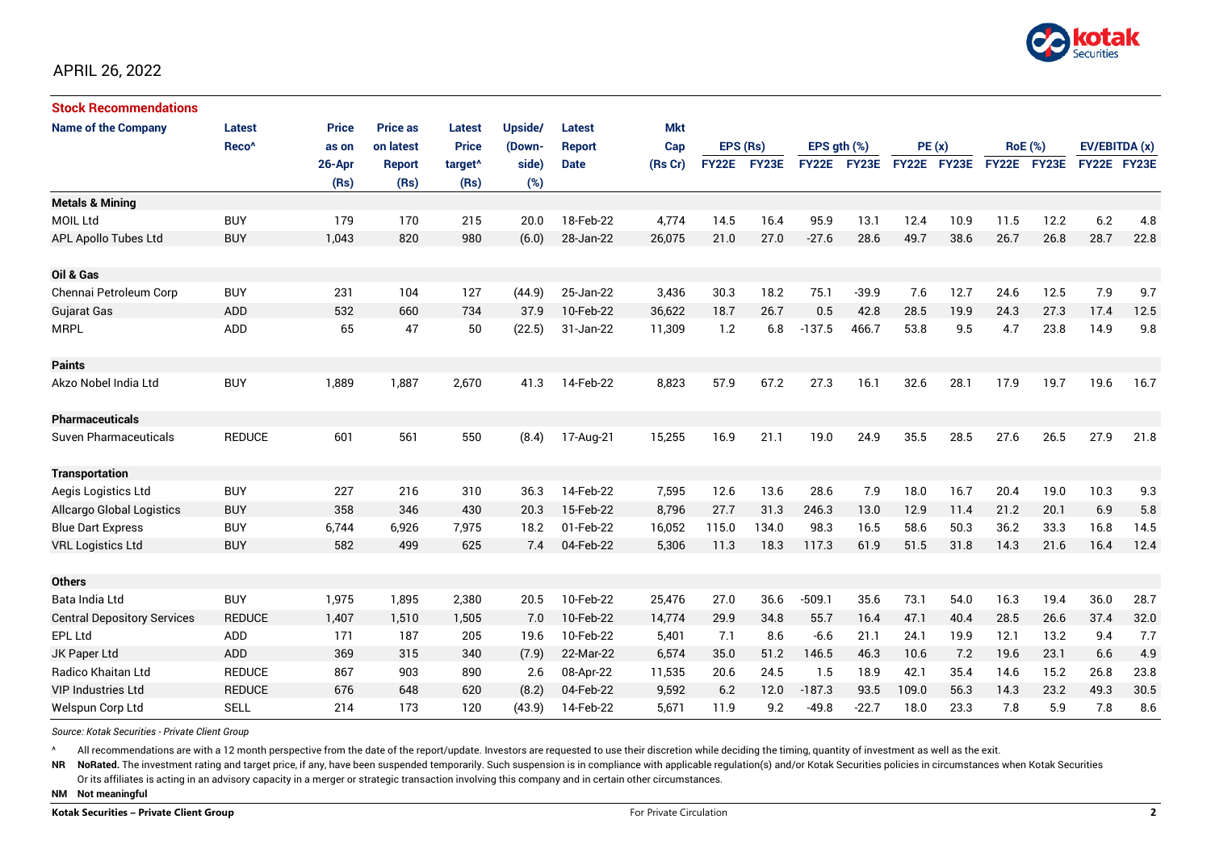APRIL 26, 2022

## Stock Recommendations

| Name of the Company | Latest Reco^ | Price as on 26-Apr (Rs) | Price as on latest Report (Rs) | Latest Price target^ (Rs) | Upside/ (Down-side) (%) | Latest Report Date | Mkt Cap (Rs Cr) | EPS (Rs) FY22E | EPS (Rs) FY23E | EPS gth (%) FY22E | EPS gth (%) FY23E | PE (x) FY22E | PE (x) FY23E | RoE (%) FY22E | RoE (%) FY23E | EV/EBITDA (x) FY22E | EV/EBITDA (x) FY23E |
|---|---|---|---|---|---|---|---|---|---|---|---|---|---|---|---|---|---|
| **Metals & Mining** | | | | | | | | | | | | | | | | | |
| MOIL Ltd | BUY | 179 | 170 | 215 | 20.0 | 18-Feb-22 | 4,774 | 14.5 | 16.4 | 95.9 | 13.1 | 12.4 | 10.9 | 11.5 | 12.2 | 6.2 | 4.8 |
| APL Apollo Tubes Ltd | BUY | 1,043 | 820 | 980 | (6.0) | 28-Jan-22 | 26,075 | 21.0 | 27.0 | -27.6 | 28.6 | 49.7 | 38.6 | 26.7 | 26.8 | 28.7 | 22.8 |
| **Oil & Gas** | | | | | | | | | | | | | | | | | |
| Chennai Petroleum Corp | BUY | 231 | 104 | 127 | (44.9) | 25-Jan-22 | 3,436 | 30.3 | 18.2 | 75.1 | -39.9 | 7.6 | 12.7 | 24.6 | 12.5 | 7.9 | 9.7 |
| Gujarat Gas | ADD | 532 | 660 | 734 | 37.9 | 10-Feb-22 | 36,622 | 18.7 | 26.7 | 0.5 | 42.8 | 28.5 | 19.9 | 24.3 | 27.3 | 17.4 | 12.5 |
| MRPL | ADD | 65 | 47 | 50 | (22.5) | 31-Jan-22 | 11,309 | 1.2 | 6.8 | -137.5 | 466.7 | 53.8 | 9.5 | 4.7 | 23.8 | 14.9 | 9.8 |
| **Paints** | | | | | | | | | | | | | | | | | |
| Akzo Nobel India Ltd | BUY | 1,889 | 1,887 | 2,670 | 41.3 | 14-Feb-22 | 8,823 | 57.9 | 67.2 | 27.3 | 16.1 | 32.6 | 28.1 | 17.9 | 19.7 | 19.6 | 16.7 |
| **Pharmaceuticals** | | | | | | | | | | | | | | | | | |
| Suven Pharmaceuticals | REDUCE | 601 | 561 | 550 | (8.4) | 17-Aug-21 | 15,255 | 16.9 | 21.1 | 19.0 | 24.9 | 35.5 | 28.5 | 27.6 | 26.5 | 27.9 | 21.8 |
| **Transportation** | | | | | | | | | | | | | | | | | |
| Aegis Logistics Ltd | BUY | 227 | 216 | 310 | 36.3 | 14-Feb-22 | 7,595 | 12.6 | 13.6 | 28.6 | 7.9 | 18.0 | 16.7 | 20.4 | 19.0 | 10.3 | 9.3 |
| Allcargo Global Logistics | BUY | 358 | 346 | 430 | 20.3 | 15-Feb-22 | 8,796 | 27.7 | 31.3 | 246.3 | 13.0 | 12.9 | 11.4 | 21.2 | 20.1 | 6.9 | 5.8 |
| Blue Dart Express | BUY | 6,744 | 6,926 | 7,975 | 18.2 | 01-Feb-22 | 16,052 | 115.0 | 134.0 | 98.3 | 16.5 | 58.6 | 50.3 | 36.2 | 33.3 | 16.8 | 14.5 |
| VRL Logistics Ltd | BUY | 582 | 499 | 625 | 7.4 | 04-Feb-22 | 5,306 | 11.3 | 18.3 | 117.3 | 61.9 | 51.5 | 31.8 | 14.3 | 21.6 | 16.4 | 12.4 |
| **Others** | | | | | | | | | | | | | | | | | |
| Bata India Ltd | BUY | 1,975 | 1,895 | 2,380 | 20.5 | 10-Feb-22 | 25,476 | 27.0 | 36.6 | -509.1 | 35.6 | 73.1 | 54.0 | 16.3 | 19.4 | 36.0 | 28.7 |
| Central Depository Services | REDUCE | 1,407 | 1,510 | 1,505 | 7.0 | 10-Feb-22 | 14,774 | 29.9 | 34.8 | 55.7 | 16.4 | 47.1 | 40.4 | 28.5 | 26.6 | 37.4 | 32.0 |
| EPL Ltd | ADD | 171 | 187 | 205 | 19.6 | 10-Feb-22 | 5,401 | 7.1 | 8.6 | -6.6 | 21.1 | 24.1 | 19.9 | 12.1 | 13.2 | 9.4 | 7.7 |
| JK Paper Ltd | ADD | 369 | 315 | 340 | (7.9) | 22-Mar-22 | 6,574 | 35.0 | 51.2 | 146.5 | 46.3 | 10.6 | 7.2 | 19.6 | 23.1 | 6.6 | 4.9 |
| Radico Khaitan Ltd | REDUCE | 867 | 903 | 890 | 2.6 | 08-Apr-22 | 11,535 | 20.6 | 24.5 | 1.5 | 18.9 | 42.1 | 35.4 | 14.6 | 15.2 | 26.8 | 23.8 |
| VIP Industries Ltd | REDUCE | 676 | 648 | 620 | (8.2) | 04-Feb-22 | 9,592 | 6.2 | 12.0 | -187.3 | 93.5 | 109.0 | 56.3 | 14.3 | 23.2 | 49.3 | 30.5 |
| Welspun Corp Ltd | SELL | 214 | 173 | 120 | (43.9) | 14-Feb-22 | 5,671 | 11.9 | 9.2 | -49.8 | -22.7 | 18.0 | 23.3 | 7.8 | 5.9 | 7.8 | 8.6 |

*Source: Kotak Securities - Private Client Group*

^ All recommendations are with a 12 month perspective from the date of the report/update. Investors are requested to use their discretion while deciding the timing, quantity of investment as well as the exit.

**NR** **NoRated.** The investment rating and target price, if any, have been suspended temporarily. Such suspension is in compliance with applicable regulation(s) and/or Kotak Securities policies in circumstances when Kotak Securities Or its affiliates is acting in an advisory capacity in a merger or strategic transaction involving this company and in certain other circumstances.

**NM** **Not meaningful**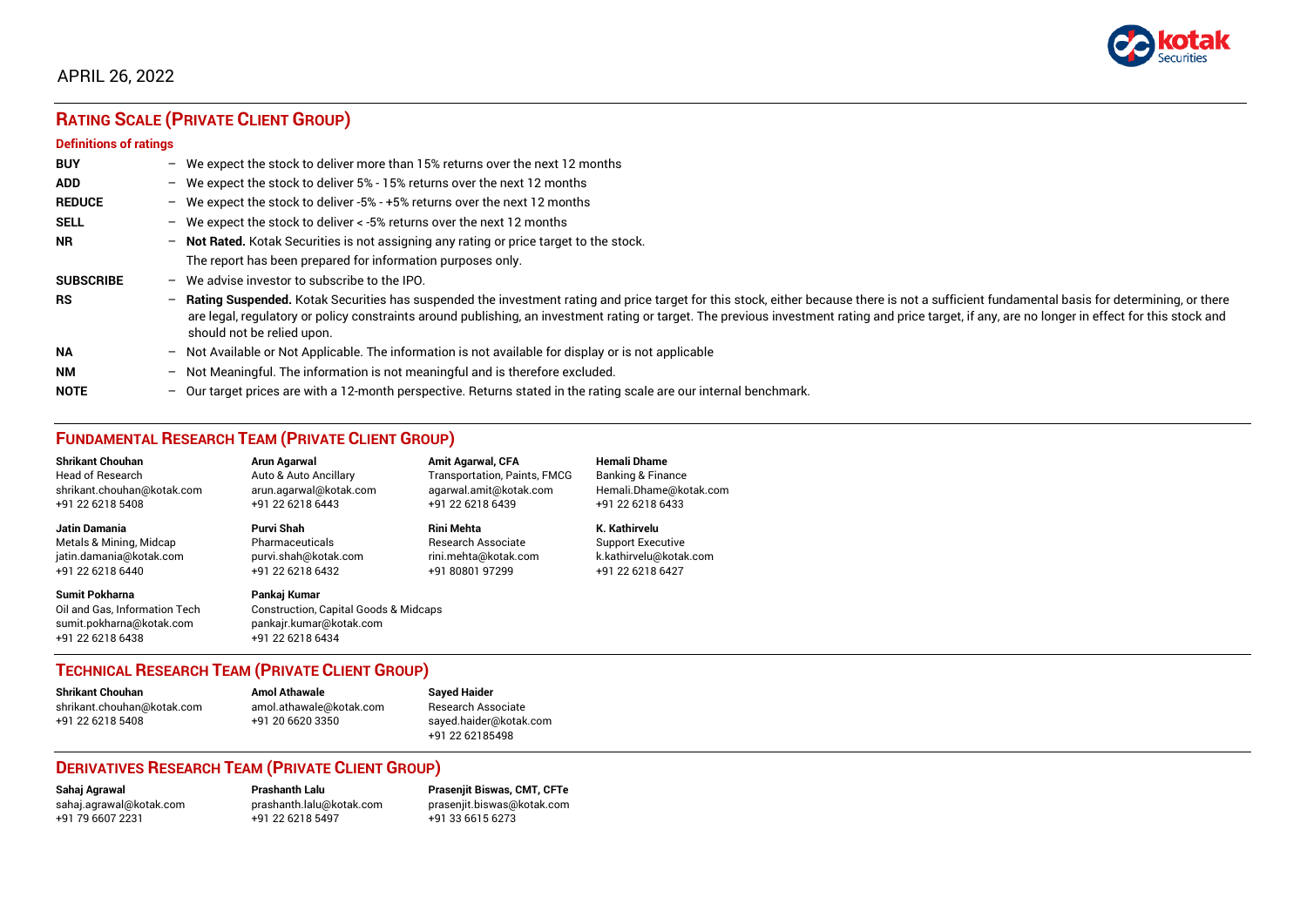APRIL 26, 2022

## RATING SCALE (PRIVATE CLIENT GROUP)

### Definitions of ratings

| | | |
|---|---|---|
| **BUY** | – | We expect the stock to deliver more than 15% returns over the next 12 months |
| **ADD** | – | We expect the stock to deliver 5% - 15% returns over the next 12 months |
| **REDUCE** | – | We expect the stock to deliver -5% - +5% returns over the next 12 months |
| **SELL** | – | We expect the stock to deliver < -5% returns over the next 12 months |
| **NR** | – | **Not Rated.** Kotak Securities is not assigning any rating or price target to the stock. The report has been prepared for information purposes only. |
| **SUBSCRIBE** | – | We advise investor to subscribe to the IPO. |
| **RS** | – | **Rating Suspended.** Kotak Securities has suspended the investment rating and price target for this stock, either because there is not a sufficient fundamental basis for determining, or there are legal, regulatory or policy constraints around publishing, an investment rating or target. The previous investment rating and price target, if any, are no longer in effect for this stock and should not be relied upon. |
| **NA** | – | Not Available or Not Applicable. The information is not available for display or is not applicable |
| **NM** | – | Not Meaningful. The information is not meaningful and is therefore excluded. |
| **NOTE** | – | Our target prices are with a 12-month perspective. Returns stated in the rating scale are our internal benchmark. |

## FUNDAMENTAL RESEARCH TEAM (PRIVATE CLIENT GROUP)

**Shrikant Chouhan**
Head of Research
shrikant.chouhan@kotak.com
+91 22 6218 5408

**Arun Agarwal**
Auto & Auto Ancillary
arun.agarwal@kotak.com
+91 22 6218 6443

**Amit Agarwal, CFA**
Transportation, Paints, FMCG
agarwal.amit@kotak.com
+91 22 6218 6439

**Hemali Dhame**
Banking & Finance
Hemali.Dhame@kotak.com
+91 22 6218 6433

**Jatin Damania**
Metals & Mining, Midcap
jatin.damania@kotak.com
+91 22 6218 6440

**Purvi Shah**
Pharmaceuticals
purvi.shah@kotak.com
+91 22 6218 6432

**Rini Mehta**
Research Associate
rini.mehta@kotak.com
+91 80801 97299

**K. Kathirvelu**
Support Executive
k.kathirvelu@kotak.com
+91 22 6218 6427

**Sumit Pokharna**
Oil and Gas, Information Tech
sumit.pokharna@kotak.com
+91 22 6218 6438

**Pankaj Kumar**
Construction, Capital Goods & Midcaps
pankajr.kumar@kotak.com
+91 22 6218 6434

## TECHNICAL RESEARCH TEAM (PRIVATE CLIENT GROUP)

**Shrikant Chouhan**
shrikant.chouhan@kotak.com
+91 22 6218 5408

**Amol Athawale**
amol.athawale@kotak.com
+91 20 6620 3350

**Sayed Haider**
Research Associate
sayed.haider@kotak.com
+91 22 62185498

## DERIVATIVES RESEARCH TEAM (PRIVATE CLIENT GROUP)

**Sahaj Agrawal**
sahaj.agrawal@kotak.com
+91 79 6607 2231

**Prashanth Lalu**
prashanth.lalu@kotak.com
+91 22 6218 5497

**Prasenjit Biswas, CMT, CFTe**
prasenjit.biswas@kotak.com
+91 33 6615 6273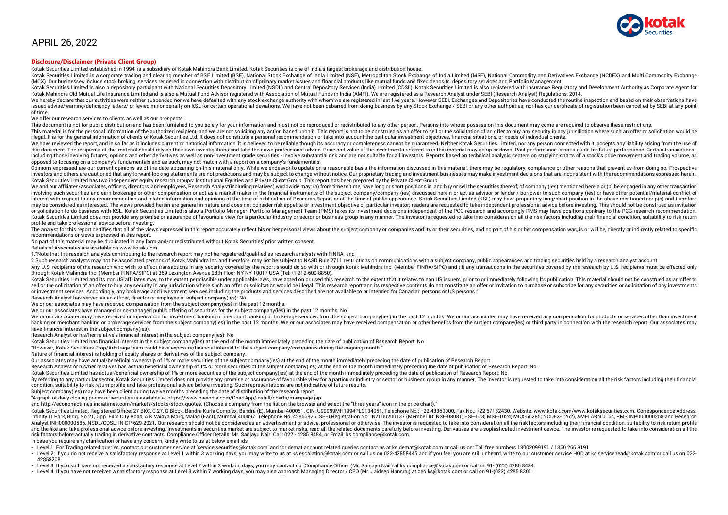# APRIL 26, 2022

### Disclosure/Disclaimer (Private Client Group)

Kotak Securities Limited established in 1994, is a subsidiary of Kotak Mahindra Bank Limited. Kotak Securities is one of India's largest brokerage and distribution house.

Kotak Securities Limited is a corporate trading and clearing member of BSE Limited (BSE), National Stock Exchange of India Limited (NSE), Metropolitan Stock Exchange of India Limited (MSE), National Commodity and Derivatives Exchange (NCDEX) and Multi Commodity Exchange (MCX). Our businesses include stock broking, services rendered in connection with distribution of primary market issues and financial products like mutual funds and fixed deposits, depository services and Portfolio Management.

Kotak Securities Limited is also a depository participant with National Securities Depository Limited (NSDL) and Central Depository Services (India) Limited (CDSL). Kotak Securities Limited is also registered with Insurance Regulatory and Development Authority as Corporate Agent for Kotak Mahindra Old Mutual Life Insurance Limited and is also a Mutual Fund Advisor registered with Association of Mutual Funds in India (AMFI). We are registered as a Research Analyst under SEBI (Research Analyst) Regulations, 2014.

We hereby declare that our activities were neither suspended nor we have defaulted with any stock exchange authority with whom we are registered in last five years. However SEBI, Exchanges and Depositories have conducted the routine inspection and based on their observations have issued advise/warning/deficiency letters/ or levied minor penalty on KSL for certain operational deviations. We have not been debarred from doing business by any Stock Exchange / SEBI or any other authorities; nor has our certificate of registration been cancelled by SEBI at any point of time.

We offer our research services to clients as well as our prospects.

This document is not for public distribution and has been furnished to you solely for your information and must not be reproduced or redistributed to any other person. Persons into whose possession this document may come are required to observe these restrictions.

This material is for the personal information of the authorized recipient, and we are not soliciting any action based upon it. This report is not to be construed as an offer to sell or the solicitation of an offer to buy any security in any jurisdiction where such an offer or solicitation would be illegal. It is for the general information of clients of Kotak Securities Ltd. It does not constitute a personal recommendation or take into account the particular investment objectives, financial situations, or needs of individual clients.

We have reviewed the report, and in so far as it includes current or historical information, it is believed to be reliable though its accuracy or completeness cannot be guaranteed. Neither Kotak Securities Limited, nor any person connected with it, accepts any liability arising from the use of this document. The recipients of this material should rely on their own investigations and take their own professional advice. Price and value of the investments referred to in this material may go up or down. Past performance is not a guide for future performance. Certain transactions - including those involving futures, options and other derivatives as well as non-investment grade securities - involve substantial risk and are not suitable for all investors. Reports based on technical analysis centers on studying charts of a stock's price movement and trading volume, as opposed to focusing on a company's fundamentals and as such, may not match with a report on a company's fundamentals.

Opinions expressed are our current opinions as of the date appearing on this material only. While we endeavor to update on a reasonable basis the information discussed in this material, there may be regulatory, compliance or other reasons that prevent us from doing so. Prospective investors and others are cautioned that any forward-looking statements are not predictions and may be subject to change without notice. Our proprietary trading and investment businesses may make investment decisions that are inconsistent with the recommendations expressed herein. Kotak Securities Limited has two independent equity research groups: Institutional Equities and Private Client Group. This report has been prepared by the Private Client Group.

We and our affiliates/associates, officers, directors, and employees, Research Analyst(including relatives) worldwide may: (a) from time to time, have long or short positions in, and buy or sell the securities thereof, of company (ies) mentioned herein or (b) be engaged in any other transaction involving such securities and earn brokerage or other compensation or act as a market maker in the financial instruments of the subject company/company (ies) discussed herein or act as advisor or lender / borrower to such company (ies) or have other potential/material conflict of interest with respect to any recommendation and related information and opinions at the time of publication of Research Report or at the time of public appearance. Kotak Securities Limited (KSL) may have proprietary long/short position in the above mentioned scrip(s) and therefore may be considered as interested. The views provided herein are general in nature and does not consider risk appetite or investment objective of particular investor; readers are requested to take independent professional advice before investing. This should not be construed as invitation or solicitation to do business with KSL. Kotak Securities Limited is also a Portfolio Manager. Portfolio Management Team (PMS) takes its investment decisions independent of the PCG research and accordingly PMS may have positions contrary to the PCG research recommendation. Kotak Securities Limited does not provide any promise or assurance of favourable view for a particular industry or sector or business group in any manner. The investor is requested to take into consideration all the risk factors including their financial condition, suitability to risk return profile and take professional advice before investing.

The analyst for this report certifies that all of the views expressed in this report accurately reflect his or her personal views about the subject company or companies and its or their securities, and no part of his or her compensation was, is or will be, directly or indirectly related to specific recommendations or views expressed in this report.

No part of this material may be duplicated in any form and/or redistributed without Kotak Securities' prior written consent.

Details of Associates are available on www.kotak.com

1."Note that the research analysts contributing to the research report may not be registered/qualified as research analysts with FINRA; and

2.Such research analysts may not be associated persons of Kotak Mahindra Inc and therefore, may not be subject to NASD Rule 2711 restrictions on communications with a subject company, public appearances and trading securities held by a research analyst account

Any U.S. recipients of the research who wish to effect transactions in any security covered by the report should do so with or through Kotak Mahindra Inc. (Member FINRA/SIPC) and (ii) any transactions in the securities covered by the research by U.S. recipients must be effected only through Kotak Mahindra Inc. (Member FINRA/SIPC) at 369 Lexington Avenue 28th Floor NY NY 10017 USA (Tel:+1 212-600-8850).

Kotak Securities Limited and its non US affiliates may, to the extent permissible under applicable laws, have acted on or used this research to the extent that it relates to non US issuers, prior to or immediately following its publication. This material should not be construed as an offer to sell or the solicitation of an offer to buy any security in any jurisdiction where such an offer or solicitation would be illegal. This research report and its respective contents do not constitute an offer or invitation to purchase or subscribe for any securities or solicitation of any investments or investment services. Accordingly, any brokerage and investment services including the products and services described are not available to or intended for Canadian persons or US persons."

Research Analyst has served as an officer, director or employee of subject company(ies): No

We or our associates may have received compensation from the subject company(ies) in the past 12 months.

We or our associates have managed or co-managed public offering of securities for the subject company(ies) in the past 12 months: No

We or our associates may have received compensation for investment banking or merchant banking or brokerage services from the subject company(ies) in the past 12 months. We or our associates may have received any compensation for products or services other than investment banking or merchant banking or brokerage services from the subject company(ies) in the past 12 months. We or our associates may have received compensation or other benefits from the subject company(ies) or third party in connection with the research report. Our associates may have financial interest in the subject company(ies).

Research Analyst or his/her relative's financial interest in the subject company(ies): No

Kotak Securities Limited has financial interest in the subject company(ies) at the end of the month immediately preceding the date of publication of Research Report: No

"However, Kotak Securities Prop/Arbitrage team could have exposure/financial interest to the subject company/companies during the ongoing month."

Nature of financial interest is holding of equity shares or derivatives of the subject company.

Our associates may have actual/beneficial ownership of 1% or more securities of the subject company(ies) at the end of the month immediately preceding the date of publication of Research Report.

Research Analyst or his/her relatives has actual/beneficial ownership of 1% or more securities of the subject company(ies) at the end of the month immediately preceding the date of publication of Research Report: No.

Kotak Securities Limited has actual/beneficial ownership of 1% or more securities of the subject company(ies) at the end of the month immediately preceding the date of publication of Research Report: No

By referring to any particular sector, Kotak Securities Limited does not provide any promise or assurance of favourable view for a particular industry or sector or business group in any manner. The investor is requested to take into consideration all the risk factors including their financial condition, suitability to risk return profile and take professional advice before investing. Such representations are not indicative of future results.

Subject company(ies) may have been client during twelve months preceding the date of distribution of the research report.

"A graph of daily closing prices of securities is available at https://www.nseindia.com/ChartApp/install/charts/mainpage.jsp

and http://economictimes.indiatimes.com/markets/stocks/stock-quotes. (Choose a company from the list on the browser and select the "three years" icon in the price chart)."

Kotak Securities Limited. Registered Office: 27 BKC, C 27, G Block, Bandra Kurla Complex, Bandra (E), Mumbai 400051. CIN: U99999MH1994PLC134051, Telephone No.: +22 43360000, Fax No.: +22 67132430. Website: www.kotak.com/www.kotaksecurities.com. Correspondence Address: Infinity IT Park, Bldg. No 21, Opp. Film City Road, A K Vaidya Marg, Malad (East), Mumbai 400097. Telephone No: 42856825. SEBI Registration No: INZ000200137 (Member ID: NSE-08081; BSE-673; MSE-1024; MCX-56285; NCDEX-1262), AMFI ARN 0164, PMS INP000000258 and Research Analyst INH000000586. NSDL/CDSL: IN-DP-629-2021. Our research should not be considered as an advertisement or advice, professional or otherwise. The investor is requested to take into consideration all the risk factors including their financial condition, suitability to risk return profile and the like and take professional advice before investing. Investments in securities market are subject to market risks, read all the related documents carefully before investing. Derivatives are a sophisticated investment device. The investor is requested to take into consideration all the risk factors before actually trading in derivative contracts. Compliance Officer Details: Mr. Sanjayu Nair. Call: 022 - 4285 8484, or Email: ks.compliance@kotak.com.

In case you require any clarification or have any concern, kindly write to us at below email ids:

- Level 1: For Trading related queries, contact our customer service at 'service.securities@kotak.com' and for demat account related queries contact us at ks.demat@kotak.com or call us on: Toll free numbers 18002099191 / 1860 266 9191
- Level 2: If you do not receive a satisfactory response at Level 1 within 3 working days, you may write to us at ks.escalation@kotak.com or call us on 022-42858445 and if you feel you are still unheard, write to our customer service HOD at ks.servicehead@kotak.com or call us on 022-42858208.
- Level 3: If you still have not received a satisfactory response at Level 2 within 3 working days, you may contact our Compliance Officer (Mr. Sanjayu Nair) at ks.compliance@kotak.com or call on 91- (022) 4285 8484.
- Level 4: If you have not received a satisfactory response at Level 3 within 7 working days, you may also approach Managing Director / CEO (Mr. Jaideep Hansraj) at ceo.ks@kotak.com or call on 91-(022) 4285 8301.